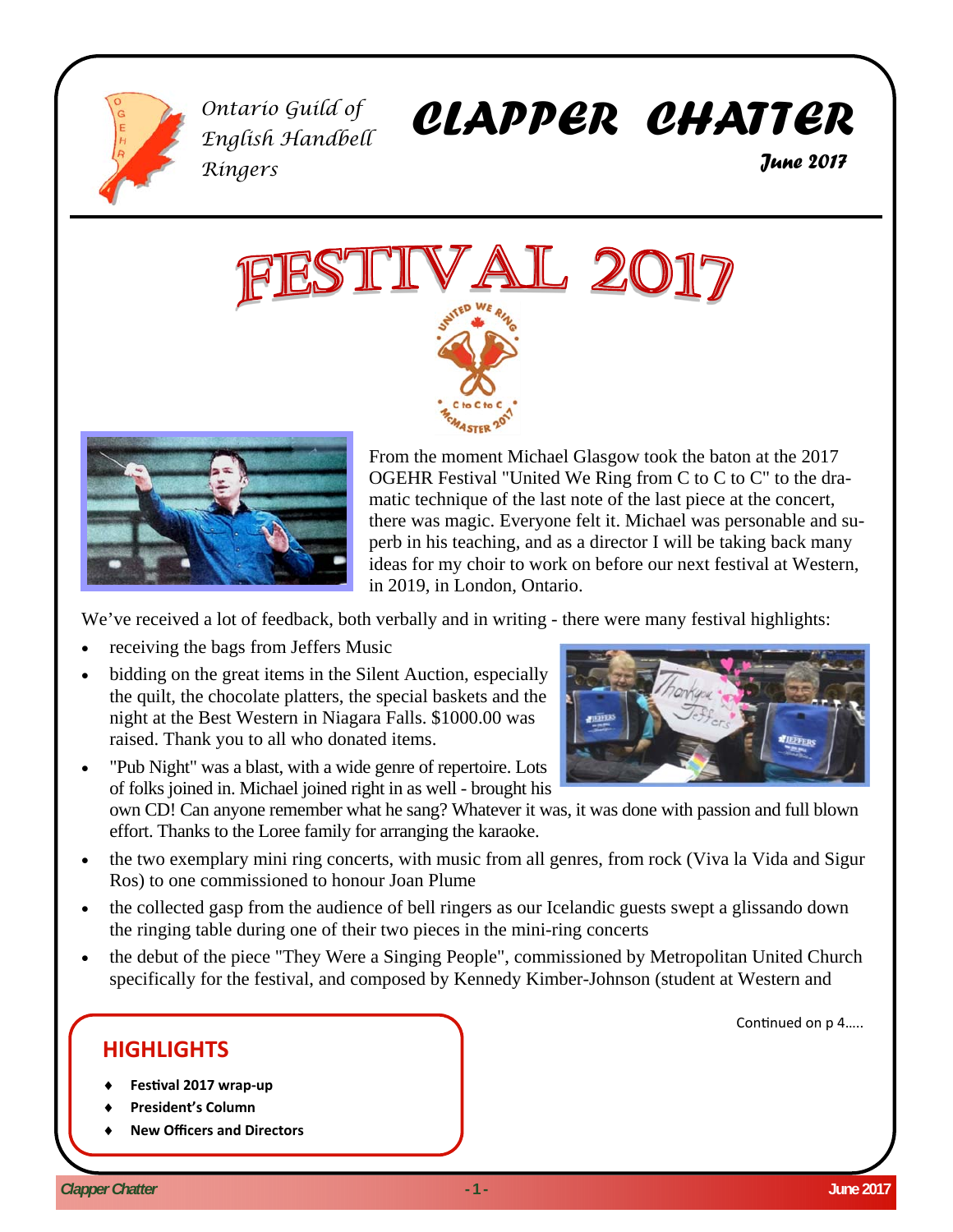Ontario Guild of English Handbell Ringers

# CLAPPER CHATTER

*June 2017*

# FESTIVAL 2017

From the moment Michael Glasgow took the baton at the 2017 OGEHR Festival "United We Ring from C to C to C" to the dramatic technique of the last note of the last piece at the concert, there was magic. Everyone felt it. Michael was personable and superb in his teaching, and as a director I will be taking back many ideas for my choir to work on before our next festival at Western, in 2019, in London, Ontario.

We've received a lot of feedback, both verbally and in writing - there were many festival highlights:

- receiving the bags from Jeffers Music
- bidding on the great items in the Silent Auction, especially the quilt, the chocolate platters, the special baskets and the night at the Best Western in Niagara Falls. $1000.00 was raised. Thank you to all who donated items.
- "Pub Night" was a blast, with a wide genre of repertoire. Lots of folks joined in. Michael joined right in as well - brought his own CD! Can anyone remember what he sang? Whatever it was, it was done with passion and full blown effort. Thanks to the Loree family for arranging the karaoke.
- the two exemplary mini ring concerts, with music from all genres, from rock (Viva la Vida and Sigur Ros) to one commissioned to honour Joan Plume
- the collected gasp from the audience of bell ringers as our Icelandic guests swept a glissando down the ringing table during one of their two pieces in the mini-ring concerts
- the debut of the piece "They Were a Singing People", commissioned by Metropolitan United Church specifically for the festival, and composed by Kennedy Kimber-Johnson (student at Western and

Continued on p 4.....

## HIGHLIGHTS

- Festival 2017 wrap-up
- President's Column
- New Officers and Directors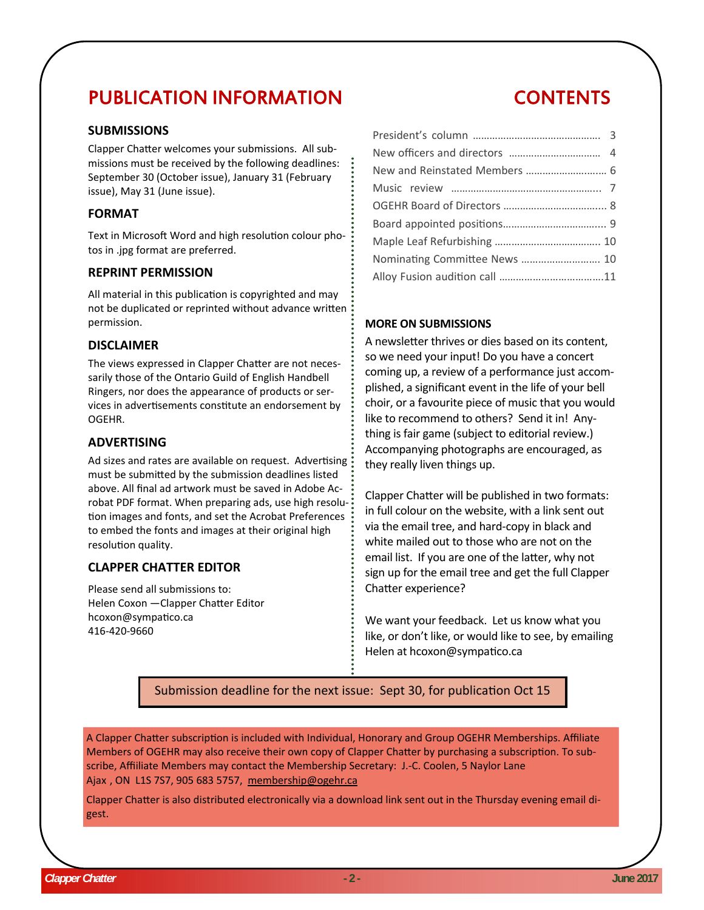# PUBLICATION INFORMATION

### SUBMISSIONS

Clapper Chatter welcomes your submissions. All submissions must be received by the following deadlines: September 30 (October issue), January 31 (February issue), May 31 (June issue).

### FORMAT

Text in Microsoft Word and high resolution colour photos in .jpg format are preferred.

### REPRINT PERMISSION

All material in this publication is copyrighted and may not be duplicated or reprinted without advance written permission.

### DISCLAIMER

The views expressed in Clapper Chatter are not necessarily those of the Ontario Guild of English Handbell Ringers, nor does the appearance of products or services in advertisements constitute an endorsement by OGEHR.

### ADVERTISING

Ad sizes and rates are available on request. Advertising must be submitted by the submission deadlines listed above. All final ad artwork must be saved in Adobe Acrobat PDF format. When preparing ads, use high resolution images and fonts, and set the Acrobat Preferences to embed the fonts and images at their original high resolution quality.

### CLAPPER CHATTER EDITOR

Please send all submissions to:
Helen Coxon —Clapper Chatter Editor
hcoxon@sympatico.ca
416-420-9660

# CONTENTS

- President's column ............................................. 3
- New officers and directors ................................ 4
- New and Reinstated Members ............................ 6
- Music review ..................................................... 7
- OGEHR Board of Directors ................................... 8
- Board appointed positions.................................... 9
- Maple Leaf Refurbishing ..................................... 10
- Nominating Committee News ............................ 10
- Alloy Fusion audition call .....................................11

### MORE ON SUBMISSIONS

A newsletter thrives or dies based on its content, so we need your input! Do you have a concert coming up, a review of a performance just accomplished, a significant event in the life of your bell choir, or a favourite piece of music that you would like to recommend to others? Send it in! Anything is fair game (subject to editorial review.) Accompanying photographs are encouraged, as they really liven things up.

Clapper Chatter will be published in two formats: in full colour on the website, with a link sent out via the email tree, and hard-copy in black and white mailed out to those who are not on the email list. If you are one of the latter, why not sign up for the email tree and get the full Clapper Chatter experience?

We want your feedback. Let us know what you like, or don't like, or would like to see, by emailing Helen at hcoxon@sympatico.ca

Submission deadline for the next issue: Sept 30, for publication Oct 15

A Clapper Chatter subscription is included with Individual, Honorary and Group OGEHR Memberships. Affiliate Members of OGEHR may also receive their own copy of Clapper Chatter by purchasing a subscription. To subscribe, Affiliate Members may contact the Membership Secretary: J.-C. Coolen, 5 Naylor Lane Ajax , ON L1S 7S7, 905 683 5757, membership@ogehr.ca

Clapper Chatter is also distributed electronically via a download link sent out in the Thursday evening email digest.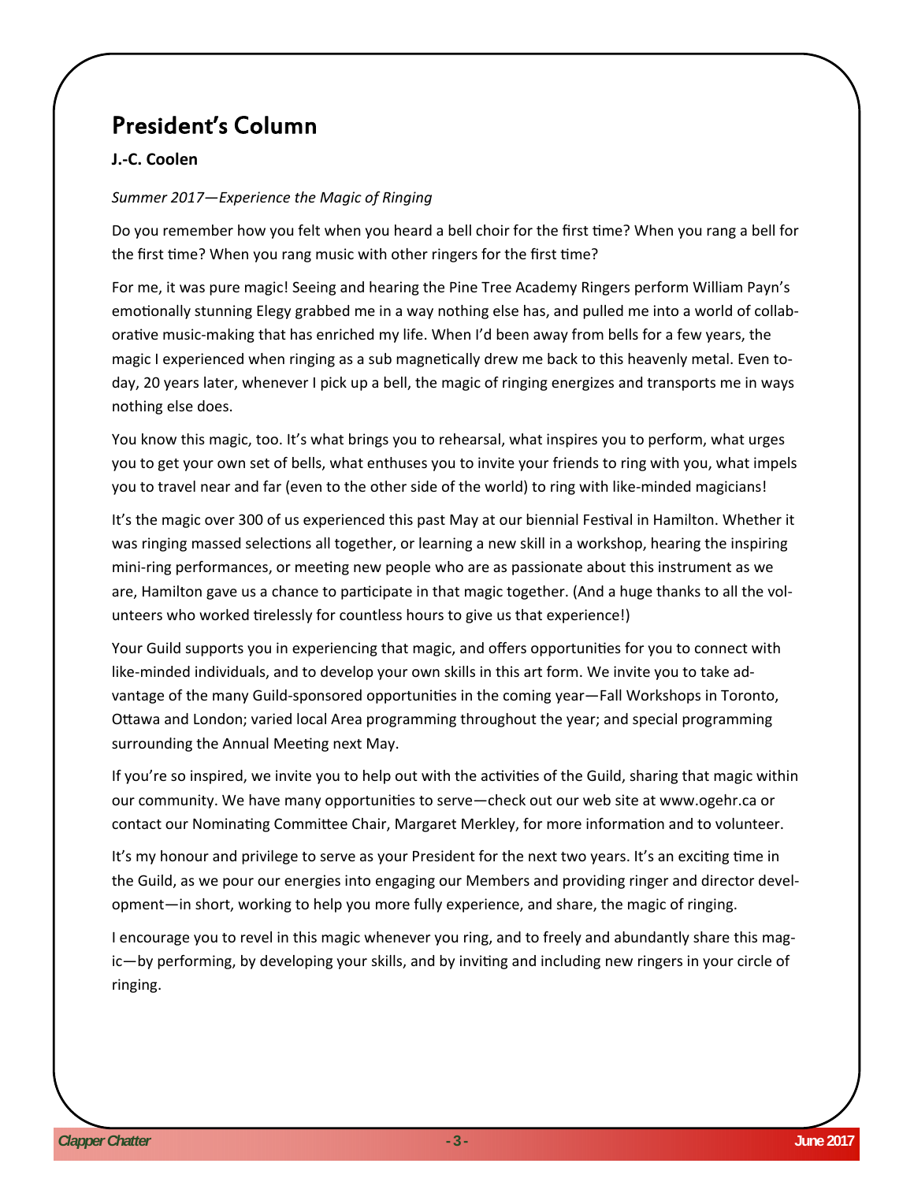# President's Column

**J.-C. Coolen**

*Summer 2017—Experience the Magic of Ringing*

Do you remember how you felt when you heard a bell choir for the first time? When you rang a bell for the first time? When you rang music with other ringers for the first time?

For me, it was pure magic! Seeing and hearing the Pine Tree Academy Ringers perform William Payn's emotionally stunning Elegy grabbed me in a way nothing else has, and pulled me into a world of collaborative music-making that has enriched my life. When I'd been away from bells for a few years, the magic I experienced when ringing as a sub magnetically drew me back to this heavenly metal. Even today, 20 years later, whenever I pick up a bell, the magic of ringing energizes and transports me in ways nothing else does.

You know this magic, too. It's what brings you to rehearsal, what inspires you to perform, what urges you to get your own set of bells, what enthuses you to invite your friends to ring with you, what impels you to travel near and far (even to the other side of the world) to ring with like-minded magicians!

It's the magic over 300 of us experienced this past May at our biennial Festival in Hamilton. Whether it was ringing massed selections all together, or learning a new skill in a workshop, hearing the inspiring mini-ring performances, or meeting new people who are as passionate about this instrument as we are, Hamilton gave us a chance to participate in that magic together. (And a huge thanks to all the volunteers who worked tirelessly for countless hours to give us that experience!)

Your Guild supports you in experiencing that magic, and offers opportunities for you to connect with like-minded individuals, and to develop your own skills in this art form. We invite you to take advantage of the many Guild-sponsored opportunities in the coming year—Fall Workshops in Toronto, Ottawa and London; varied local Area programming throughout the year; and special programming surrounding the Annual Meeting next May.

If you're so inspired, we invite you to help out with the activities of the Guild, sharing that magic within our community. We have many opportunities to serve—check out our web site at www.ogehr.ca or contact our Nominating Committee Chair, Margaret Merkley, for more information and to volunteer.

It's my honour and privilege to serve as your President for the next two years. It's an exciting time in the Guild, as we pour our energies into engaging our Members and providing ringer and director development—in short, working to help you more fully experience, and share, the magic of ringing.

I encourage you to revel in this magic whenever you ring, and to freely and abundantly share this magic—by performing, by developing your skills, and by inviting and including new ringers in your circle of ringing.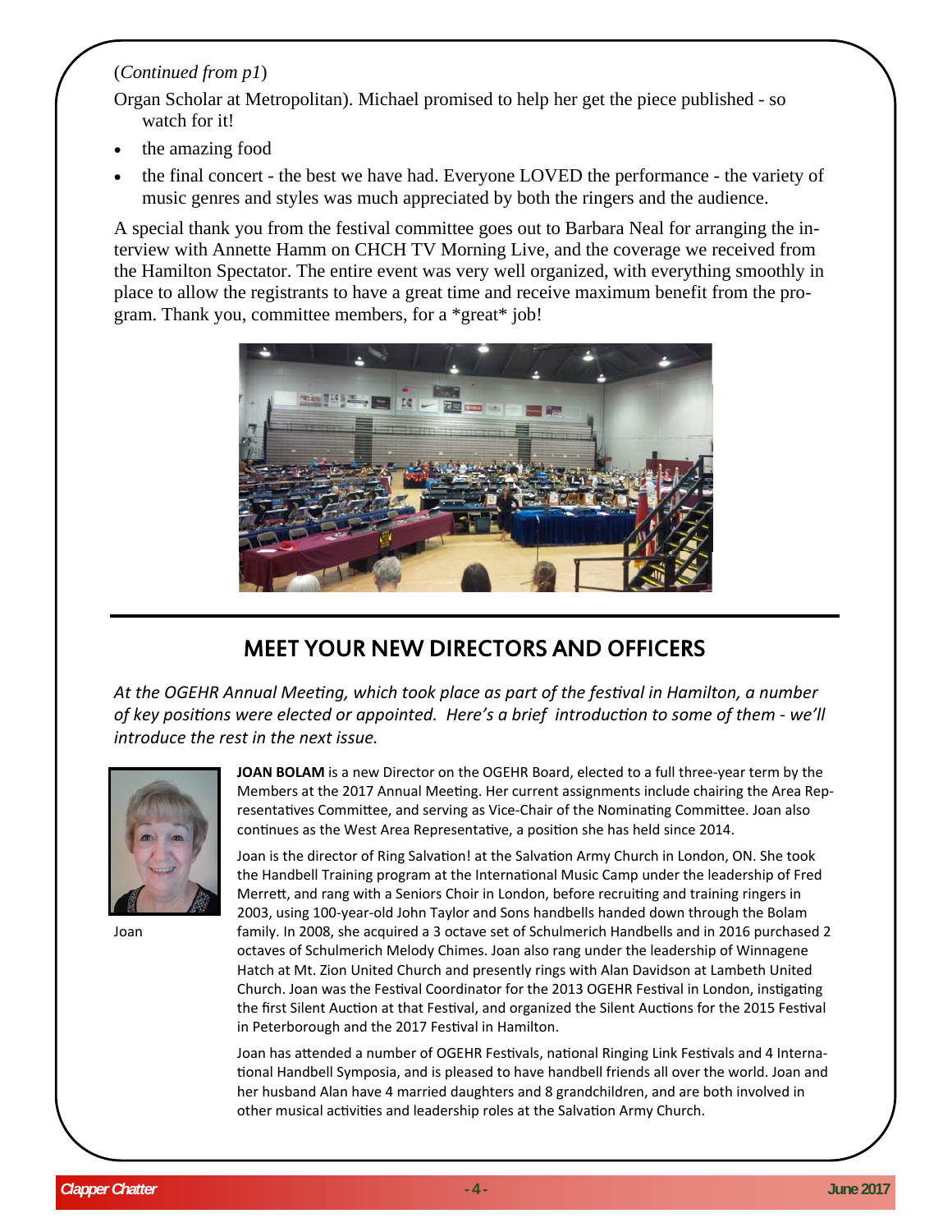(*Continued from p1*)

Organ Scholar at Metropolitan). Michael promised to help her get the piece published - so watch for it!

- the amazing food
- the final concert - the best we have had. Everyone LOVED the performance - the variety of music genres and styles was much appreciated by both the ringers and the audience.

A special thank you from the festival committee goes out to Barbara Neal for arranging the interview with Annette Hamm on CHCH TV Morning Live, and the coverage we received from the Hamilton Spectator. The entire event was very well organized, with everything smoothly in place to allow the registrants to have a great time and receive maximum benefit from the program. Thank you, committee members, for a *great* job!

## MEET YOUR NEW DIRECTORS AND OFFICERS

*At the OGEHR Annual Meeting, which took place as part of the festival in Hamilton, a number of key positions were elected or appointed. Here's a brief introduction to some of them - we'll introduce the rest in the next issue.*

Joan

**JOAN BOLAM** is a new Director on the OGEHR Board, elected to a full three-year term by the Members at the 2017 Annual Meeting. Her current assignments include chairing the Area Representatives Committee, and serving as Vice-Chair of the Nominating Committee. Joan also continues as the West Area Representative, a position she has held since 2014.

Joan is the director of Ring Salvation! at the Salvation Army Church in London, ON. She took the Handbell Training program at the International Music Camp under the leadership of Fred Merrett, and rang with a Seniors Choir in London, before recruiting and training ringers in 2003, using 100-year-old John Taylor and Sons handbells handed down through the Bolam family. In 2008, she acquired a 3 octave set of Schulmerich Handbells and in 2016 purchased 2 octaves of Schulmerich Melody Chimes. Joan also rang under the leadership of Winnagene Hatch at Mt. Zion United Church and presently rings with Alan Davidson at Lambeth United Church. Joan was the Festival Coordinator for the 2013 OGEHR Festival in London, instigating the first Silent Auction at that Festival, and organized the Silent Auctions for the 2015 Festival in Peterborough and the 2017 Festival in Hamilton.

Joan has attended a number of OGEHR Festivals, national Ringing Link Festivals and 4 International Handbell Symposia, and is pleased to have handbell friends all over the world. Joan and her husband Alan have 4 married daughters and 8 grandchildren, and are both involved in other musical activities and leadership roles at the Salvation Army Church.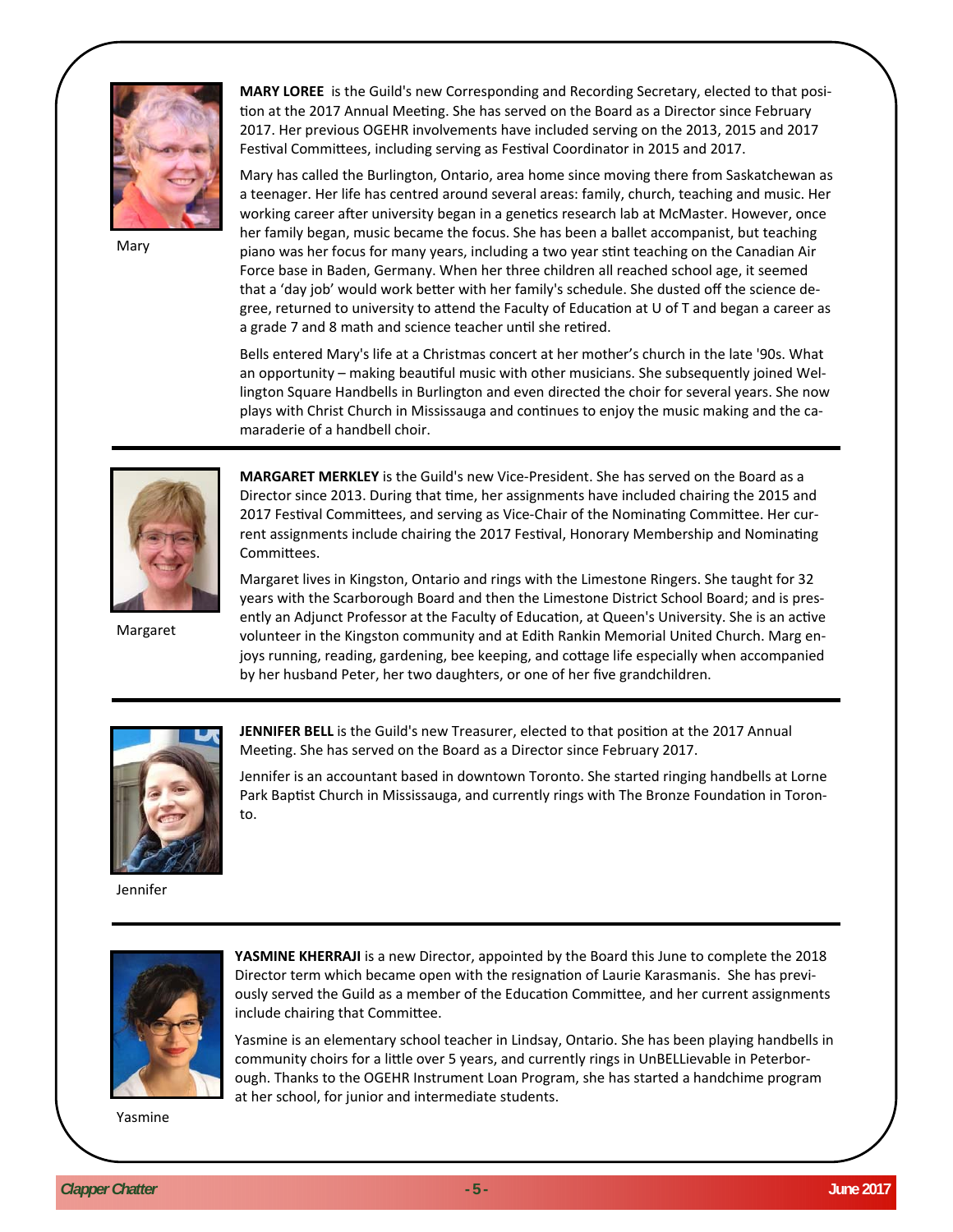Mary

**MARY LOREE** is the Guild's new Corresponding and Recording Secretary, elected to that position at the 2017 Annual Meeting. She has served on the Board as a Director since February 2017. Her previous OGEHR involvements have included serving on the 2013, 2015 and 2017 Festival Committees, including serving as Festival Coordinator in 2015 and 2017.

Mary has called the Burlington, Ontario, area home since moving there from Saskatchewan as a teenager. Her life has centred around several areas: family, church, teaching and music. Her working career after university began in a genetics research lab at McMaster. However, once her family began, music became the focus. She has been a ballet accompanist, but teaching piano was her focus for many years, including a two year stint teaching on the Canadian Air Force base in Baden, Germany. When her three children all reached school age, it seemed that a 'day job' would work better with her family's schedule. She dusted off the science degree, returned to university to attend the Faculty of Education at U of T and began a career as a grade 7 and 8 math and science teacher until she retired.

Bells entered Mary's life at a Christmas concert at her mother's church in the late '90s. What an opportunity – making beautiful music with other musicians. She subsequently joined Wellington Square Handbells in Burlington and even directed the choir for several years. She now plays with Christ Church in Mississauga and continues to enjoy the music making and the camaraderie of a handbell choir.

---

Margaret

**MARGARET MERKLEY** is the Guild's new Vice-President. She has served on the Board as a Director since 2013. During that time, her assignments have included chairing the 2015 and 2017 Festival Committees, and serving as Vice-Chair of the Nominating Committee. Her current assignments include chairing the 2017 Festival, Honorary Membership and Nominating Committees.

Margaret lives in Kingston, Ontario and rings with the Limestone Ringers. She taught for 32 years with the Scarborough Board and then the Limestone District School Board; and is presently an Adjunct Professor at the Faculty of Education, at Queen's University. She is an active volunteer in the Kingston community and at Edith Rankin Memorial United Church. Marg enjoys running, reading, gardening, bee keeping, and cottage life especially when accompanied by her husband Peter, her two daughters, or one of her five grandchildren.

---

Jennifer

**JENNIFER BELL** is the Guild's new Treasurer, elected to that position at the 2017 Annual Meeting. She has served on the Board as a Director since February 2017.

Jennifer is an accountant based in downtown Toronto. She started ringing handbells at Lorne Park Baptist Church in Mississauga, and currently rings with The Bronze Foundation in Toronto.

---

Yasmine

**YASMINE KHERRAJI** is a new Director, appointed by the Board this June to complete the 2018 Director term which became open with the resignation of Laurie Karasmanis. She has previously served the Guild as a member of the Education Committee, and her current assignments include chairing that Committee.

Yasmine is an elementary school teacher in Lindsay, Ontario. She has been playing handbells in community choirs for a little over 5 years, and currently rings in UnBELLievable in Peterborough. Thanks to the OGEHR Instrument Loan Program, she has started a handchime program at her school, for junior and intermediate students.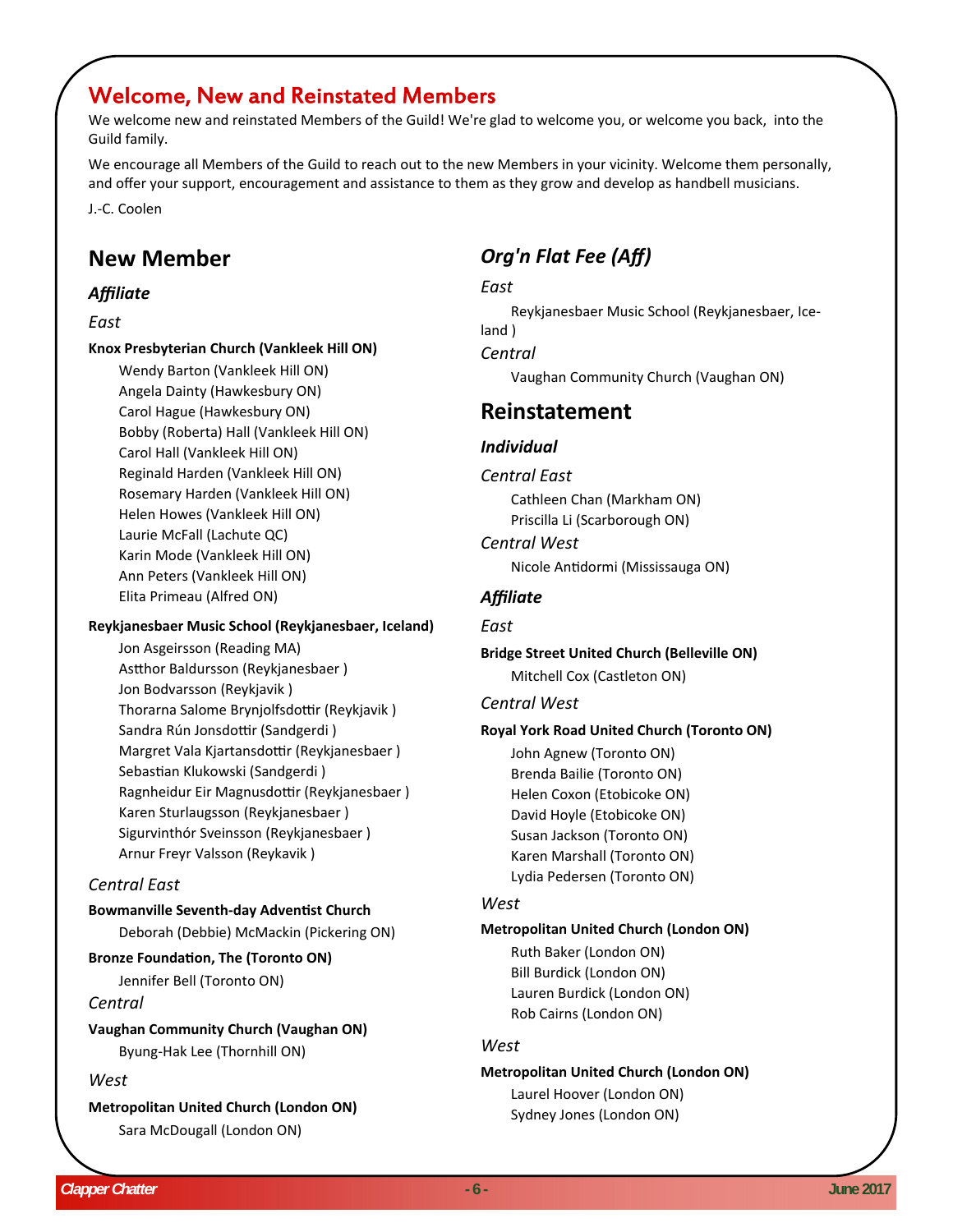## Welcome, New and Reinstated Members

We welcome new and reinstated Members of the Guild! We're glad to welcome you, or welcome you back, into the Guild family.

We encourage all Members of the Guild to reach out to the new Members in your vicinity. Welcome them personally, and offer your support, encouragement and assistance to them as they grow and develop as handbell musicians.

J.-C. Coolen

## New Member

### *Affiliate*

*East*

**Knox Presbyterian Church (Vankleek Hill ON)**

- Wendy Barton (Vankleek Hill ON)
- Angela Dainty (Hawkesbury ON)
- Carol Hague (Hawkesbury ON)
- Bobby (Roberta) Hall (Vankleek Hill ON)
- Carol Hall (Vankleek Hill ON)
- Reginald Harden (Vankleek Hill ON)
- Rosemary Harden (Vankleek Hill ON)
- Helen Howes (Vankleek Hill ON)
- Laurie McFall (Lachute QC)
- Karin Mode (Vankleek Hill ON)
- Ann Peters (Vankleek Hill ON)
- Elita Primeau (Alfred ON)

**Reykjanesbaer Music School (Reykjanesbaer, Iceland)**

- Jon Asgeirsson (Reading MA)
- Astthor Baldursson (Reykjanesbaer )
- Jon Bodvarsson (Reykjavik )
- Thorarna Salome Brynjolfsdottir (Reykjavik )
- Sandra Rún Jonsdottir (Sandgerdi )
- Margret Vala Kjartansdottir (Reykjanesbaer )
- Sebastian Klukowski (Sandgerdi )
- Ragnheidur Eir Magnusdottir (Reykjanesbaer )
- Karen Sturlaugsson (Reykjanesbaer )
- Sigurvinthór Sveinsson (Reykjanesbaer )
- Arnur Freyr Valsson (Reykavik )

*Central East*

**Bowmanville Seventh-day Adventist Church**

- Deborah (Debbie) McMackin (Pickering ON)

**Bronze Foundation, The (Toronto ON)**

- Jennifer Bell (Toronto ON)

*Central*

**Vaughan Community Church (Vaughan ON)**

- Byung-Hak Lee (Thornhill ON)

*West*

**Metropolitan United Church (London ON)**

- Sara McDougall (London ON)

### *Org'n Flat Fee (Aff)*

*East*

- Reykjanesbaer Music School (Reykjanesbaer, Iceland )

*Central*

- Vaughan Community Church (Vaughan ON)

## Reinstatement

### *Individual*

*Central East*

- Cathleen Chan (Markham ON)
- Priscilla Li (Scarborough ON)

*Central West*

- Nicole Antidormi (Mississauga ON)

### *Affiliate*

*East*

**Bridge Street United Church (Belleville ON)**

- Mitchell Cox (Castleton ON)

*Central West*

**Royal York Road United Church (Toronto ON)**

- John Agnew (Toronto ON)
- Brenda Bailie (Toronto ON)
- Helen Coxon (Etobicoke ON)
- David Hoyle (Etobicoke ON)
- Susan Jackson (Toronto ON)
- Karen Marshall (Toronto ON)
- Lydia Pedersen (Toronto ON)

*West*

**Metropolitan United Church (London ON)**

- Ruth Baker (London ON)
- Bill Burdick (London ON)
- Lauren Burdick (London ON)
- Rob Cairns (London ON)

*West*

**Metropolitan United Church (London ON)**

- Laurel Hoover (London ON)
- Sydney Jones (London ON)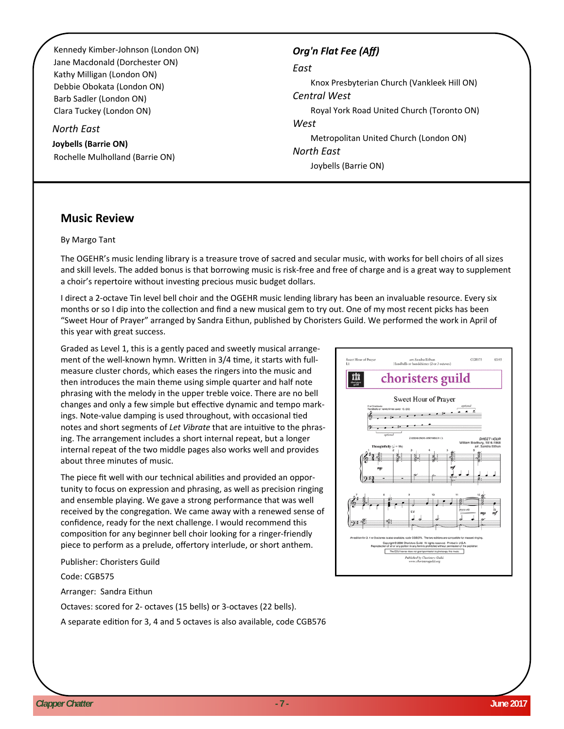Kennedy Kimber-Johnson (London ON)
Jane Macdonald (Dorchester ON)
Kathy Milligan (London ON)
Debbie Obokata (London ON)
Barb Sadler (London ON)
Clara Tuckey (London ON)

*North East*

**Joybells (Barrie ON)**
Rochelle Mulholland (Barrie ON)

***Org'n Flat Fee (Aff)***

*East*

Knox Presbyterian Church (Vankleek Hill ON)

*Central West*

Royal York Road United Church (Toronto ON)

*West*

Metropolitan United Church (London ON)

*North East*

Joybells (Barrie ON)

## Music Review

By Margo Tant

The OGEHR's music lending library is a treasure trove of sacred and secular music, with works for bell choirs of all sizes and skill levels. The added bonus is that borrowing music is risk-free and free of charge and is a great way to supplement a choir's repertoire without investing precious music budget dollars.

I direct a 2-octave Tin level bell choir and the OGEHR music lending library has been an invaluable resource. Every six months or so I dip into the collection and find a new musical gem to try out. One of my most recent picks has been "Sweet Hour of Prayer" arranged by Sandra Eithun, published by Choristers Guild. We performed the work in April of this year with great success.

Graded as Level 1, this is a gently paced and sweetly musical arrangement of the well-known hymn. Written in 3/4 time, it starts with full-measure cluster chords, which eases the ringers into the music and then introduces the main theme using simple quarter and half note phrasing with the melody in the upper treble voice. There are no bell changes and only a few simple but effective dynamic and tempo markings. Note-value damping is used throughout, with occasional tied notes and short segments of *Let Vibrate* that are intuitive to the phrasing. The arrangement includes a short internal repeat, but a longer internal repeat of the two middle pages also works well and provides about three minutes of music.

The piece fit well with our technical abilities and provided an opportunity to focus on expression and phrasing, as well as precision ringing and ensemble playing. We gave a strong performance that was well received by the congregation. We came away with a renewed sense of confidence, ready for the next challenge. I would recommend this composition for any beginner bell choir looking for a ringer-friendly piece to perform as a prelude, offertory interlude, or short anthem.

Publisher: Choristers Guild

Code: CGB575

Arranger: Sandra Eithun

Octaves: scored for 2- octaves (15 bells) or 3-octaves (22 bells).

A separate edition for 3, 4 and 5 octaves is also available, code CGB576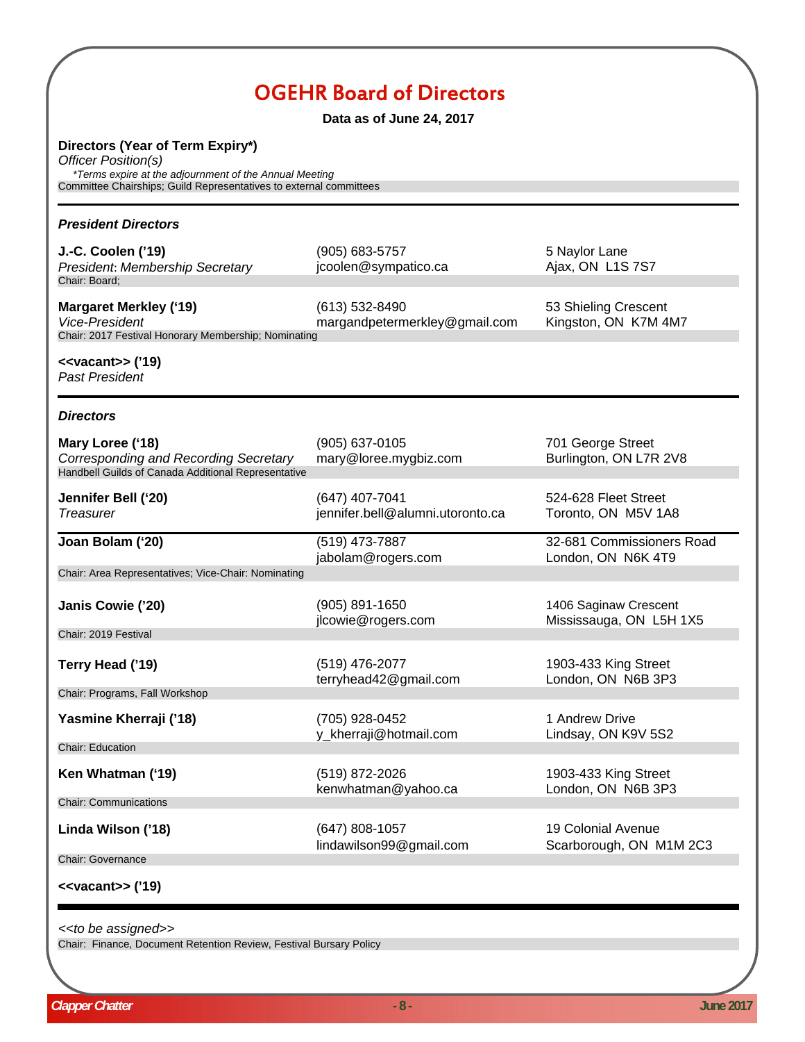# OGEHR Board of Directors

**Data as of June 24, 2017**

**Directors (Year of Term Expiry*)**
*Officer Position(s)*
*\*Terms expire at the adjournment of the Annual Meeting*
Committee Chairships; Guild Representatives to external committees

---

### *President Directors*

**J.-C. Coolen ('19)** | (905) 683-5757 | 5 Naylor Lane
*President: Membership Secretary* | jcoolen@sympatico.ca | Ajax, ON L1S 7S7
Chair: Board;

**Margaret Merkley ('19)** | (613) 532-8490 | 53 Shieling Crescent
*Vice-President* | margandpetermerkley@gmail.com | Kingston, ON K7M 4M7
Chair: 2017 Festival Honorary Membership; Nominating

**<<vacant>> ('19)**
*Past President*

---

### *Directors*

**Mary Loree ('18)** | (905) 637-0105 | 701 George Street
*Corresponding and Recording Secretary* | mary@loree.mygbiz.com | Burlington, ON L7R 2V8
Handbell Guilds of Canada Additional Representative

**Jennifer Bell ('20)** | (647) 407-7041 | 524-628 Fleet Street
*Treasurer* | jennifer.bell@alumni.utoronto.ca | Toronto, ON M5V 1A8

---

**Joan Bolam ('20)** | (519) 473-7887 | 32-681 Commissioners Road
jabolam@rogers.com | London, ON N6K 4T9
Chair: Area Representatives; Vice-Chair: Nominating

**Janis Cowie ('20)** | (905) 891-1650 | 1406 Saginaw Crescent
jlcowie@rogers.com | Mississauga, ON L5H 1X5
Chair: 2019 Festival

**Terry Head ('19)** | (519) 476-2077 | 1903-433 King Street
terryhead42@gmail.com | London, ON N6B 3P3
Chair: Programs, Fall Workshop

**Yasmine Kherraji ('18)** | (705) 928-0452 | 1 Andrew Drive
y_kherraji@hotmail.com | Lindsay, ON K9V 5S2
Chair: Education

**Ken Whatman ('19)** | (519) 872-2026 | 1903-433 King Street
kenwhatman@yahoo.ca | London, ON N6B 3P3
Chair: Communications

**Linda Wilson ('18)** | (647) 808-1057 | 19 Colonial Avenue
lindawilson99@gmail.com | Scarborough, ON M1M 2C3
Chair: Governance

**<<vacant>> ('19)**

---

*<<to be assigned>>*
Chair: Finance, Document Retention Review, Festival Bursary Policy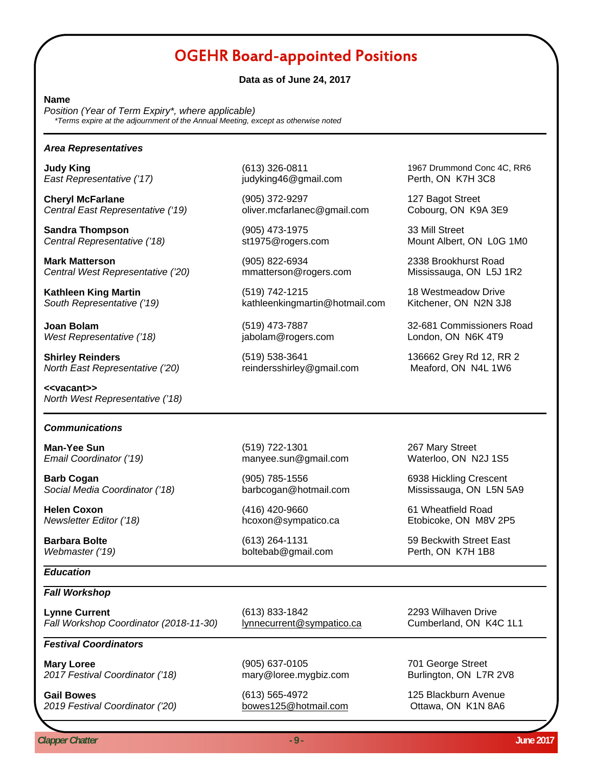# OGEHR Board-appointed Positions

**Data as of June 24, 2017**

**Name**
*Position (Year of Term Expiry\*, where applicable)*
*\*Terms expire at the adjournment of the Annual Meeting, except as otherwise noted*

---

### *Area Representatives*

**Judy King**
*East Representative ('17)*
(613) 326-0811
judyking46@gmail.com
1967 Drummond Conc 4C, RR6
Perth, ON K7H 3C8

**Cheryl McFarlane**
*Central East Representative ('19)*
(905) 372-9297
oliver.mcfarlanec@gmail.com
127 Bagot Street
Cobourg, ON K9A 3E9

**Sandra Thompson**
*Central Representative ('18)*
(905) 473-1975
st1975@rogers.com
33 Mill Street
Mount Albert, ON L0G 1M0

**Mark Matterson**
*Central West Representative ('20)*
(905) 822-6934
mmatterson@rogers.com
2338 Brookhurst Road
Mississauga, ON L5J 1R2

**Kathleen King Martin**
*South Representative ('19)*
(519) 742-1215
kathleenkingmartin@hotmail.com
18 Westmeadow Drive
Kitchener, ON N2N 3J8

**Joan Bolam**
*West Representative ('18)*
(519) 473-7887
jabolam@rogers.com
32-681 Commissioners Road
London, ON N6K 4T9

**Shirley Reinders**
*North East Representative ('20)*
(519) 538-3641
reindersshirley@gmail.com
136662 Grey Rd 12, RR 2
Meaford, ON N4L 1W6

**<<vacant>>**
*North West Representative ('18)*

---

### *Communications*

**Man-Yee Sun**
*Email Coordinator ('19)*
(519) 722-1301
manyee.sun@gmail.com
267 Mary Street
Waterloo, ON N2J 1S5

**Barb Cogan**
*Social Media Coordinator ('18)*
(905) 785-1556
barbcogan@hotmail.com
6938 Hickling Crescent
Mississauga, ON L5N 5A9

**Helen Coxon**
*Newsletter Editor ('18)*
(416) 420-9660
hcoxon@sympatico.ca
61 Wheatfield Road
Etobicoke, ON M8V 2P5

**Barbara Bolte**
*Webmaster ('19)*
(613) 264-1131
boltebab@gmail.com
59 Beckwith Street East
Perth, ON K7H 1B8

---

### *Education*

---

### *Fall Workshop*

**Lynne Current**
*Fall Workshop Coordinator (2018-11-30)*
(613) 833-1842
lynnecurrent@sympatico.ca
2293 Wilhaven Drive
Cumberland, ON K4C 1L1

---

### *Festival Coordinators*

**Mary Loree**
*2017 Festival Coordinator ('18)*
(905) 637-0105
mary@loree.mygbiz.com
701 George Street
Burlington, ON L7R 2V8

**Gail Bowes**
*2019 Festival Coordinator ('20)*
(613) 565-4972
bowes125@hotmail.com
125 Blackburn Avenue
Ottawa, ON K1N 8A6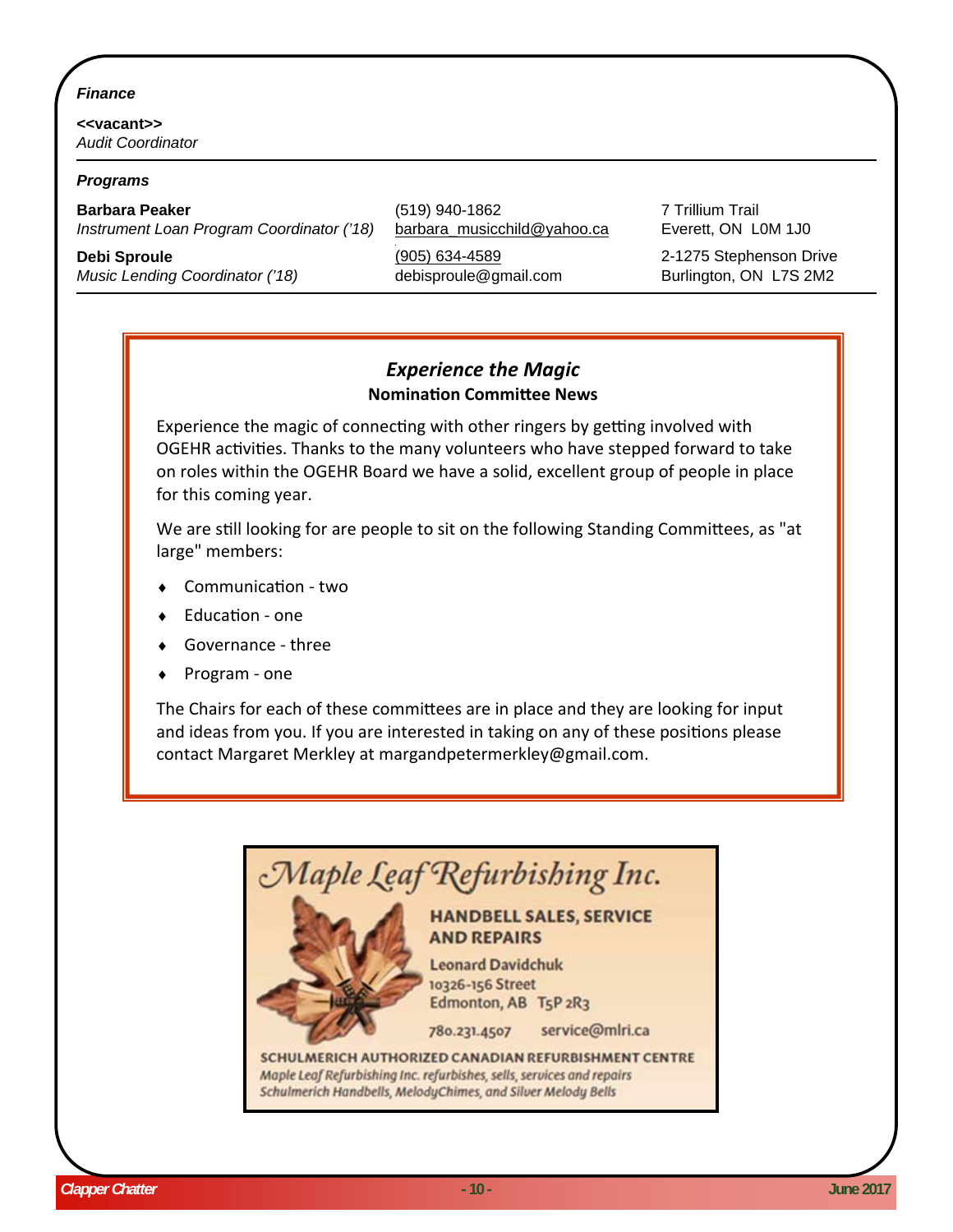*Finance*

**<<vacant>>**
*Audit Coordinator*

---

*Programs*

| | | |
|---|---|---|
| **Barbara Peaker**<br>*Instrument Loan Program Coordinator ('18)* | (519) 940-1862<br>barbara_musicchild@yahoo.ca | 7 Trillium Trail<br>Everett, ON  L0M 1J0 |
| **Debi Sproule**<br>*Music Lending Coordinator ('18)* | (905) 634-4589<br>debisproule@gmail.com | 2-1275 Stephenson Drive<br>Burlington, ON  L7S 2M2 |

## *Experience the Magic*

**Nomination Committee News**

Experience the magic of connecting with other ringers by getting involved with OGEHR activities. Thanks to the many volunteers who have stepped forward to take on roles within the OGEHR Board we have a solid, excellent group of people in place for this coming year.

We are still looking for are people to sit on the following Standing Committees, as "at large" members:

- Communication - two
- Education - one
- Governance - three
- Program - one

The Chairs for each of these committees are in place and they are looking for input and ideas from you. If you are interested in taking on any of these positions please contact Margaret Merkley at margandpetermerkley@gmail.com.

---

*Maple Leaf Refurbishing Inc.*

**HANDBELL SALES, SERVICE AND REPAIRS**

Leonard Davidchuk
10326-156 Street
Edmonton, AB  T5P 2R3

780.231.4507    service@mlri.ca

**SCHULMERICH AUTHORIZED CANADIAN REFURBISHMENT CENTRE**
*Maple Leaf Refurbishing Inc. refurbishes, sells, services and repairs Schulmerich Handbells, MelodyChimes, and Silver Melody Bells*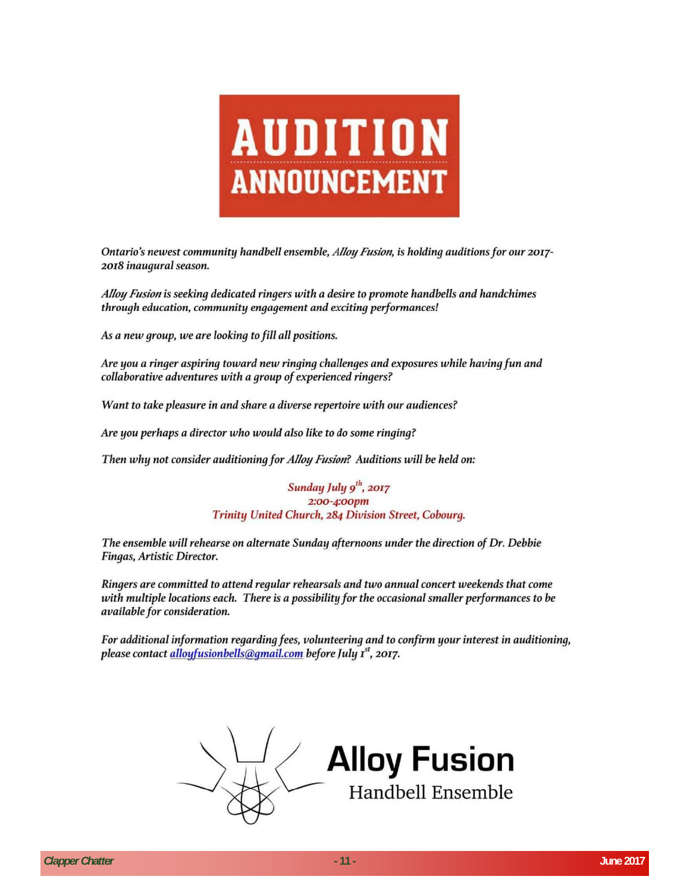# AUDITION ANNOUNCEMENT

*Ontario's newest community handbell ensemble, Alloy Fusion, is holding auditions for our 2017-2018 inaugural season.*

*Alloy Fusion is seeking dedicated ringers with a desire to promote handbells and handchimes through education, community engagement and exciting performances!*

*As a new group, we are looking to fill all positions.*

*Are you a ringer aspiring toward new ringing challenges and exposures while having fun and collaborative adventures with a group of experienced ringers?*

*Want to take pleasure in and share a diverse repertoire with our audiences?*

*Are you perhaps a director who would also like to do some ringing?*

*Then why not consider auditioning for Alloy Fusion? Auditions will be held on:*

*Sunday July 9th, 2017*
*2:00-4:00pm*
*Trinity United Church, 284 Division Street, Cobourg.*

*The ensemble will rehearse on alternate Sunday afternoons under the direction of Dr. Debbie Fingas, Artistic Director.*

*Ringers are committed to attend regular rehearsals and two annual concert weekends that come with multiple locations each. There is a possibility for the occasional smaller performances to be available for consideration.*

*For additional information regarding fees, volunteering and to confirm your interest in auditioning, please contact alloyfusionbells@gmail.com before July 1st, 2017.*

**Alloy Fusion**
Handbell Ensemble